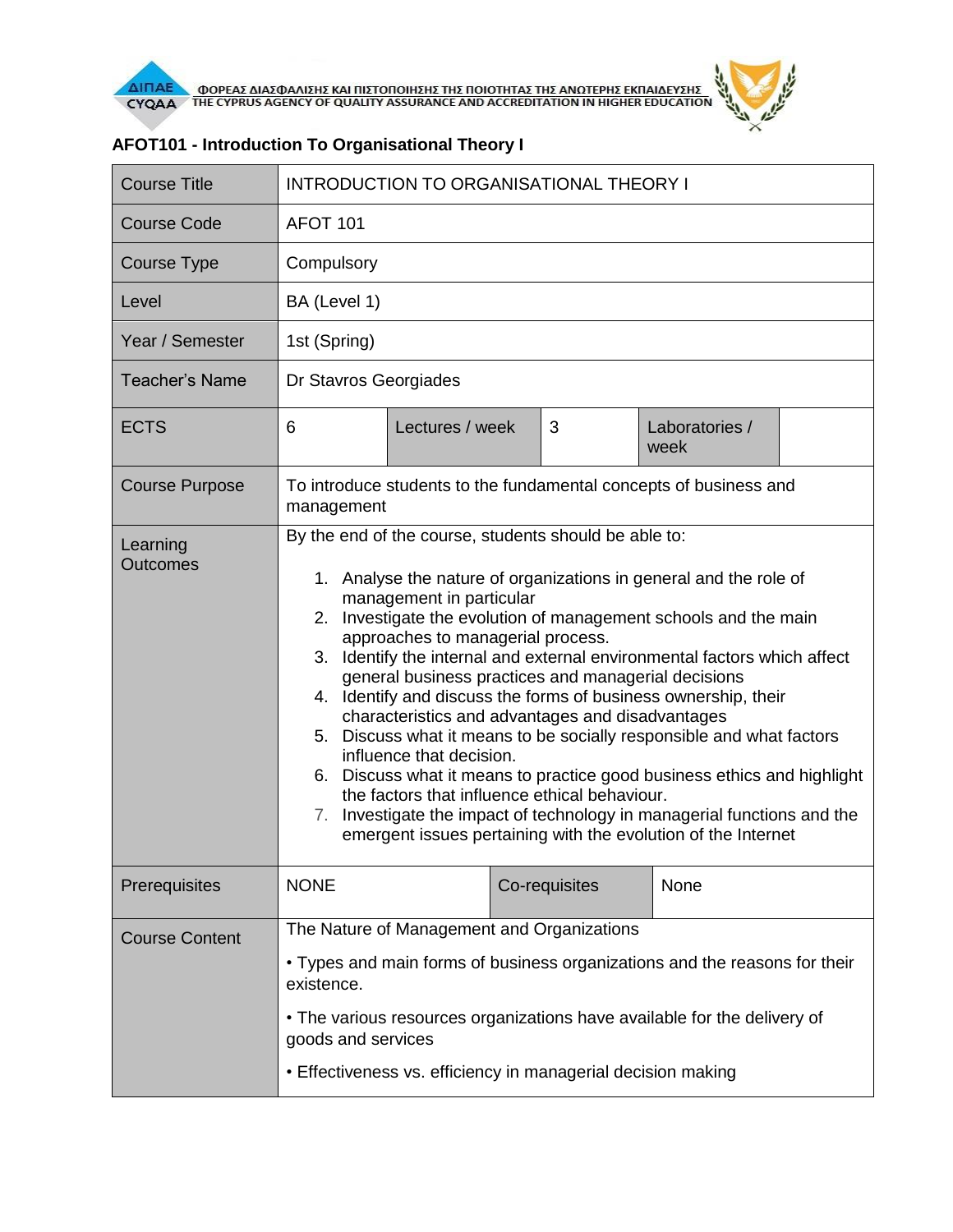ΦΟΡΕΑΣ ΔΙΑΣΦΑΛΙΣΗΣ ΚΑΙ ΠΙΣΤΟΠΟΙΗΣΗΣ ΤΗΣ ΠΟΙΟΤΗΤΑΣ ΤΗΣ ΑΝΩΤΕΡΗΣ ΕΚΠΑΙΔΕΥΣΗΣ
THE CYPRUS AGENCY OF QUALITY ASSURANCE AND ACCREDITATION IN HIGHER EDUCATION

## AFOT101 - Introduction To Organisational Theory I

| Course Title | INTRODUCTION TO ORGANISATIONAL THEORY I | | | | |
|---|---|---|---|---|---|
| Course Code | AFOT 101 | | | | |
| Course Type | Compulsory | | | | |
| Level | BA (Level 1) | | | | |
| Year / Semester | 1st (Spring) | | | | |
| Teacher's Name | Dr Stavros Georgiades | | | | |
| ECTS | 6 | Lectures / week | 3 | Laboratories / week | |
| Course Purpose | To introduce students to the fundamental concepts of business and management | | | | |
| Learning Outcomes | By the end of the course, students should be able to:<br><br>1. Analyse the nature of organizations in general and the role of management in particular<br>2. Investigate the evolution of management schools and the main approaches to managerial process.<br>3. Identify the internal and external environmental factors which affect general business practices and managerial decisions<br>4. Identify and discuss the forms of business ownership, their characteristics and advantages and disadvantages<br>5. Discuss what it means to be socially responsible and what factors influence that decision.<br>6. Discuss what it means to practice good business ethics and highlight the factors that influence ethical behaviour.<br>7. Investigate the impact of technology in managerial functions and the emergent issues pertaining with the evolution of the Internet | | | | |
| Prerequisites | NONE | Co-requisites | None | | |
| Course Content | The Nature of Management and Organizations<br><br>• Types and main forms of business organizations and the reasons for their existence.<br><br>• The various resources organizations have available for the delivery of goods and services<br><br>• Effectiveness vs. efficiency in managerial decision making | | | | |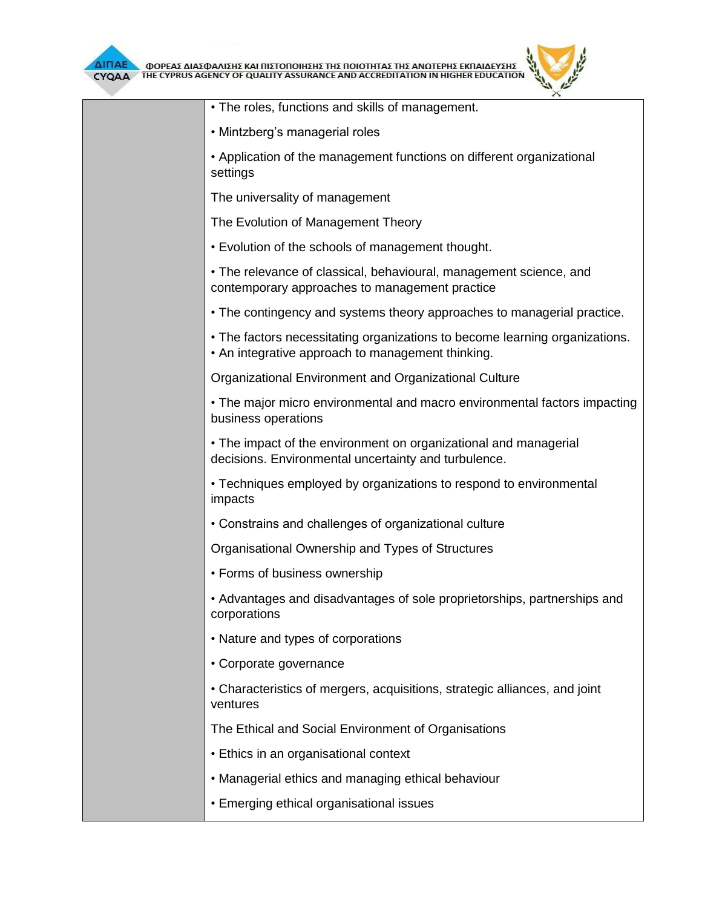| | |
|---|---|
| | • The roles, functions and skills of management.<br><br>• Mintzberg's managerial roles<br><br>• Application of the management functions on different organizational settings<br><br>The universality of management<br><br>The Evolution of Management Theory<br><br>• Evolution of the schools of management thought.<br><br>• The relevance of classical, behavioural, management science, and contemporary approaches to management practice<br><br>• The contingency and systems theory approaches to managerial practice.<br><br>• The factors necessitating organizations to become learning organizations.<br>• An integrative approach to management thinking.<br><br>Organizational Environment and Organizational Culture<br><br>• The major micro environmental and macro environmental factors impacting business operations<br><br>• The impact of the environment on organizational and managerial decisions. Environmental uncertainty and turbulence.<br><br>• Techniques employed by organizations to respond to environmental impacts<br><br>• Constrains and challenges of organizational culture<br><br>Organisational Ownership and Types of Structures<br><br>• Forms of business ownership<br><br>• Advantages and disadvantages of sole proprietorships, partnerships and corporations<br><br>• Nature and types of corporations<br><br>• Corporate governance<br><br>• Characteristics of mergers, acquisitions, strategic alliances, and joint ventures<br><br>The Ethical and Social Environment of Organisations<br><br>• Ethics in an organisational context<br><br>• Managerial ethics and managing ethical behaviour<br><br>• Emerging ethical organisational issues |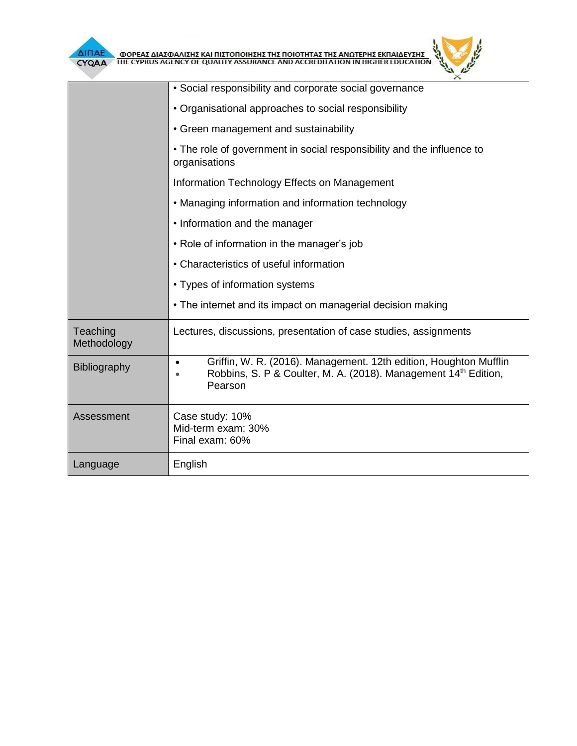| | |
|---|---|
| | • Social responsibility and corporate social governance<br>• Organisational approaches to social responsibility<br>• Green management and sustainability<br>• The role of government in social responsibility and the influence to organisations<br>Information Technology Effects on Management<br>• Managing information and information technology<br>• Information and the manager<br>• Role of information in the manager's job<br>• Characteristics of useful information<br>• Types of information systems<br>• The internet and its impact on managerial decision making |
| Teaching Methodology | Lectures, discussions, presentation of case studies, assignments |
| Bibliography | • Griffin, W. R. (2016). Management. 12th edition, Houghton Mufflin<br>• Robbins, S. P & Coulter, M. A. (2018). Management 14th Edition, Pearson |
| Assessment | Case study: 10%<br>Mid-term exam: 30%<br>Final exam: 60% |
| Language | English |